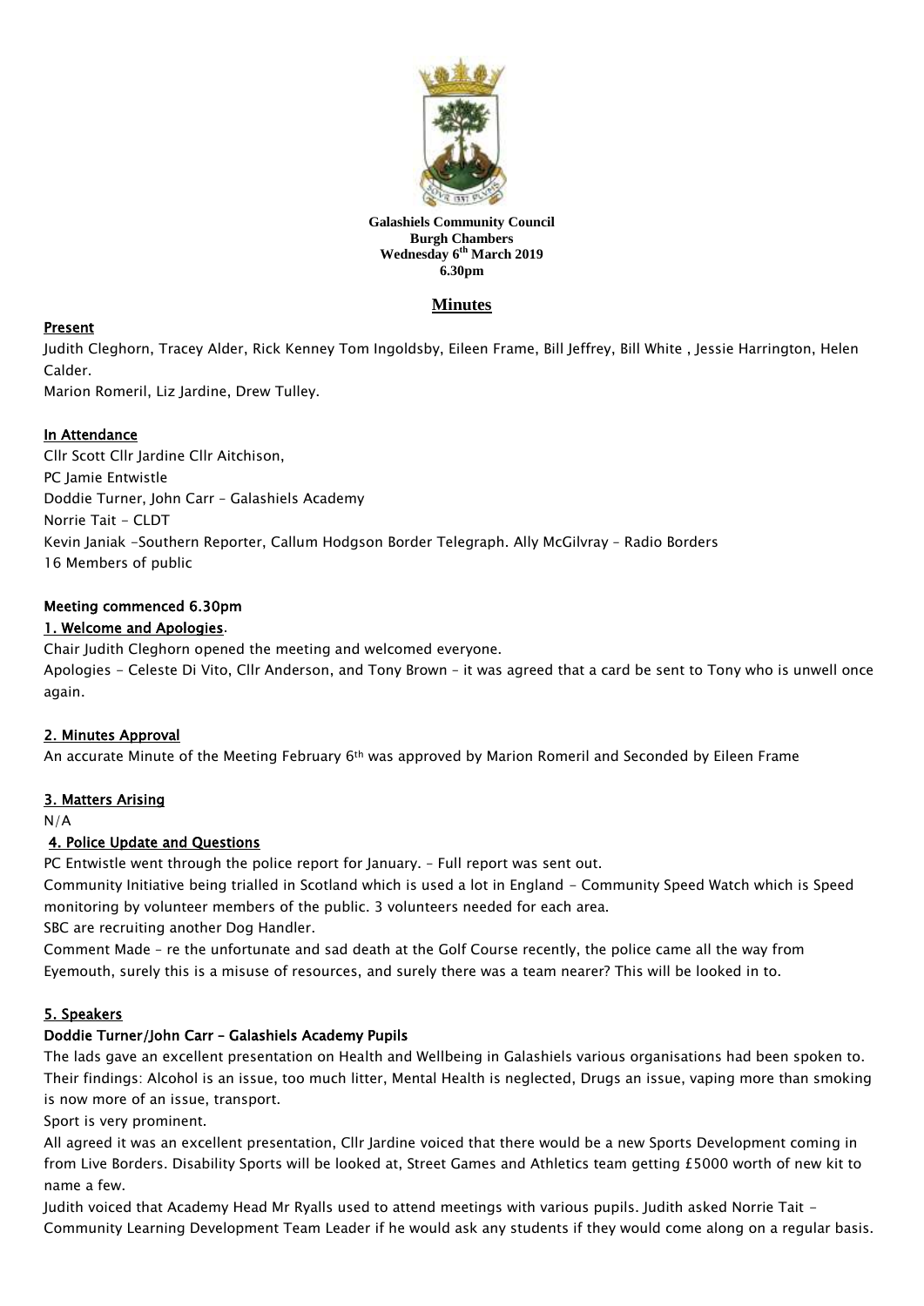**Galashiels Community Council**
**Burgh Chambers**
**Wednesday 6th March 2019**
**6.30pm**

## Minutes

### Present

Judith Cleghorn, Tracey Alder, Rick Kenney Tom Ingoldsby, Eileen Frame, Bill Jeffrey, Bill White , Jessie Harrington, Helen Calder.
Marion Romeril, Liz Jardine, Drew Tulley.

### In Attendance

Cllr Scott Cllr Jardine Cllr Aitchison,
PC Jamie Entwistle
Doddie Turner, John Carr – Galashiels Academy
Norrie Tait - CLDT
Kevin Janiak -Southern Reporter, Callum Hodgson Border Telegraph. Ally McGilvray – Radio Borders
16 Members of public

### Meeting commenced 6.30pm

### 1. Welcome and Apologies.

Chair Judith Cleghorn opened the meeting and welcomed everyone.
Apologies - Celeste Di Vito, Cllr Anderson, and Tony Brown – it was agreed that a card be sent to Tony who is unwell once again.

### 2. Minutes Approval

An accurate Minute of the Meeting February 6th was approved by Marion Romeril and Seconded by Eileen Frame

### 3. Matters Arising

N/A

### 4. Police Update and Questions

PC Entwistle went through the police report for January. – Full report was sent out.
Community Initiative being trialled in Scotland which is used a lot in England - Community Speed Watch which is Speed monitoring by volunteer members of the public. 3 volunteers needed for each area.
SBC are recruiting another Dog Handler.
Comment Made – re the unfortunate and sad death at the Golf Course recently, the police came all the way from Eyemouth, surely this is a misuse of resources, and surely there was a team nearer? This will be looked in to.

### 5. Speakers

**Doddie Turner/John Carr – Galashiels Academy Pupils**

The lads gave an excellent presentation on Health and Wellbeing in Galashiels various organisations had been spoken to. Their findings: Alcohol is an issue, too much litter, Mental Health is neglected, Drugs an issue, vaping more than smoking is now more of an issue, transport.
Sport is very prominent.
All agreed it was an excellent presentation, Cllr Jardine voiced that there would be a new Sports Development coming in from Live Borders. Disability Sports will be looked at, Street Games and Athletics team getting £5000 worth of new kit to name a few.
Judith voiced that Academy Head Mr Ryalls used to attend meetings with various pupils. Judith asked Norrie Tait - Community Learning Development Team Leader if he would ask any students if they would come along on a regular basis.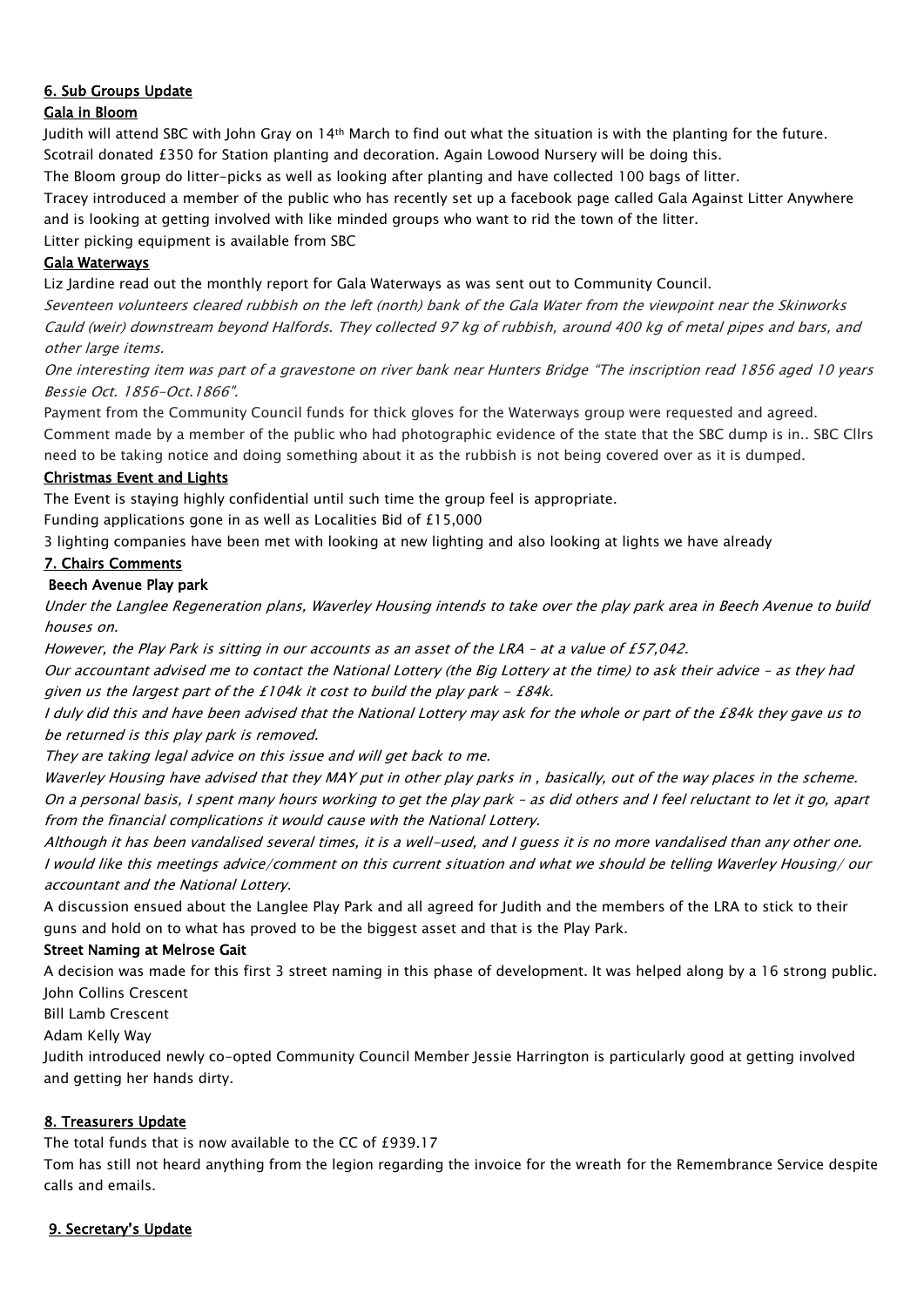## 6. Sub Groups Update

### Gala in Bloom

Judith will attend SBC with John Gray on 14th March to find out what the situation is with the planting for the future.
Scotrail donated £350 for Station planting and decoration. Again Lowood Nursery will be doing this.
The Bloom group do litter-picks as well as looking after planting and have collected 100 bags of litter.
Tracey introduced a member of the public who has recently set up a facebook page called Gala Against Litter Anywhere and is looking at getting involved with like minded groups who want to rid the town of the litter.
Litter picking equipment is available from SBC

### Gala Waterways

Liz Jardine read out the monthly report for Gala Waterways as was sent out to Community Council.
*Seventeen volunteers cleared rubbish on the left (north) bank of the Gala Water from the viewpoint near the Skinworks Cauld (weir) downstream beyond Halfords. They collected 97 kg of rubbish, around 400 kg of metal pipes and bars, and other large items.*
*One interesting item was part of a gravestone on river bank near Hunters Bridge "The inscription read 1856 aged 10 years Bessie Oct. 1856-Oct.1866".*
Payment from the Community Council funds for thick gloves for the Waterways group were requested and agreed.
Comment made by a member of the public who had photographic evidence of the state that the SBC dump is in.. SBC Cllrs need to be taking notice and doing something about it as the rubbish is not being covered over as it is dumped.

### Christmas Event and Lights

The Event is staying highly confidential until such time the group feel is appropriate.
Funding applications gone in as well as Localities Bid of £15,000
3 lighting companies have been met with looking at new lighting and also looking at lights we have already

## 7. Chairs Comments

### Beech Avenue Play park

*Under the Langlee Regeneration plans, Waverley Housing intends to take over the play park area in Beech Avenue to build houses on.*
*However, the Play Park is sitting in our accounts as an asset of the LRA – at a value of £57,042.*
*Our accountant advised me to contact the National Lottery (the Big Lottery at the time) to ask their advice – as they had given us the largest part of the £104k it cost to build the play park - £84k.*
*I duly did this and have been advised that the National Lottery may ask for the whole or part of the £84k they gave us to be returned is this play park is removed.*
*They are taking legal advice on this issue and will get back to me.*
*Waverley Housing have advised that they MAY put in other play parks in , basically, out of the way places in the scheme.*
*On a personal basis, I spent many hours working to get the play park – as did others and I feel reluctant to let it go, apart from the financial complications it would cause with the National Lottery.*
*Although it has been vandalised several times, it is a well-used, and I guess it is no more vandalised than any other one.*
*I would like this meetings advice/comment on this current situation and what we should be telling Waverley Housing/ our accountant and the National Lottery.*
A discussion ensued about the Langlee Play Park and all agreed for Judith and the members of the LRA to stick to their guns and hold on to what has proved to be the biggest asset and that is the Play Park.

### Street Naming at Melrose Gait

A decision was made for this first 3 street naming in this phase of development. It was helped along by a 16 strong public.
John Collins Crescent
Bill Lamb Crescent
Adam Kelly Way
Judith introduced newly co-opted Community Council Member Jessie Harrington is particularly good at getting involved and getting her hands dirty.

## 8. Treasurers Update

The total funds that is now available to the CC of £939.17
Tom has still not heard anything from the legion regarding the invoice for the wreath for the Remembrance Service despite calls and emails.

## 9. Secretary's Update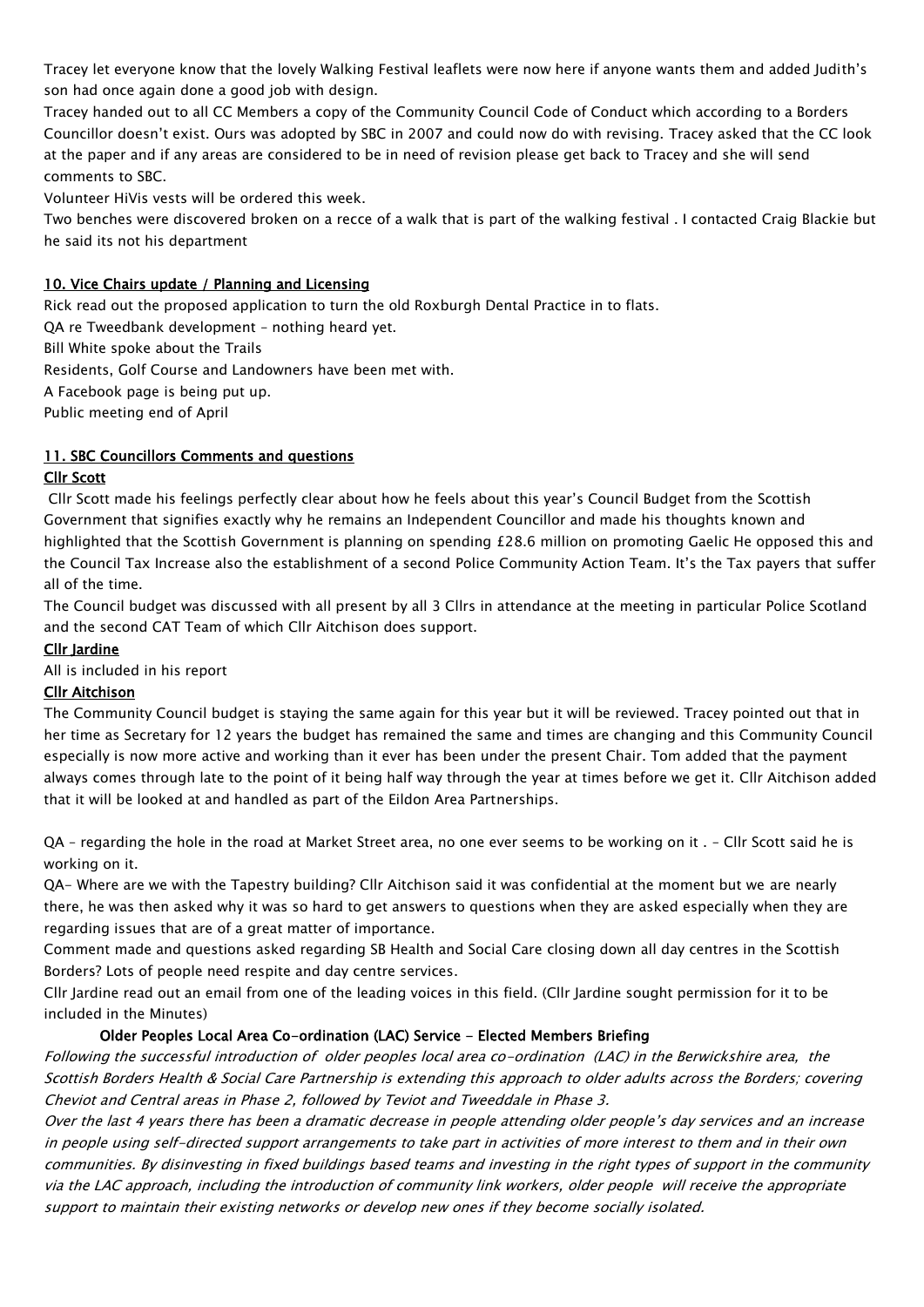Tracey let everyone know that the lovely Walking Festival leaflets were now here if anyone wants them and added Judith's son had once again done a good job with design.

Tracey handed out to all CC Members a copy of the Community Council Code of Conduct which according to a Borders Councillor doesn't exist. Ours was adopted by SBC in 2007 and could now do with revising. Tracey asked that the CC look at the paper and if any areas are considered to be in need of revision please get back to Tracey and she will send comments to SBC.

Volunteer HiVis vests will be ordered this week.

Two benches were discovered broken on a recce of a walk that is part of the walking festival . I contacted Craig Blackie but he said its not his department

## 10. Vice Chairs update / Planning and Licensing

Rick read out the proposed application to turn the old Roxburgh Dental Practice in to flats.

QA re Tweedbank development – nothing heard yet.

Bill White spoke about the Trails

Residents, Golf Course and Landowners have been met with.

A Facebook page is being put up.

Public meeting end of April

## 11. SBC Councillors Comments and questions

### Cllr Scott

Cllr Scott made his feelings perfectly clear about how he feels about this year's Council Budget from the Scottish Government that signifies exactly why he remains an Independent Councillor and made his thoughts known and highlighted that the Scottish Government is planning on spending £28.6 million on promoting Gaelic He opposed this and the Council Tax Increase also the establishment of a second Police Community Action Team. It's the Tax payers that suffer all of the time.

The Council budget was discussed with all present by all 3 Cllrs in attendance at the meeting in particular Police Scotland and the second CAT Team of which Cllr Aitchison does support.

### Cllr Jardine

All is included in his report

### Cllr Aitchison

The Community Council budget is staying the same again for this year but it will be reviewed. Tracey pointed out that in her time as Secretary for 12 years the budget has remained the same and times are changing and this Community Council especially is now more active and working than it ever has been under the present Chair. Tom added that the payment always comes through late to the point of it being half way through the year at times before we get it. Cllr Aitchison added that it will be looked at and handled as part of the Eildon Area Partnerships.

QA – regarding the hole in the road at Market Street area, no one ever seems to be working on it . – Cllr Scott said he is working on it.

QA- Where are we with the Tapestry building? Cllr Aitchison said it was confidential at the moment but we are nearly there, he was then asked why it was so hard to get answers to questions when they are asked especially when they are regarding issues that are of a great matter of importance.

Comment made and questions asked regarding SB Health and Social Care closing down all day centres in the Scottish Borders? Lots of people need respite and day centre services.

Cllr Jardine read out an email from one of the leading voices in this field. (Cllr Jardine sought permission for it to be included in the Minutes)

**Older Peoples Local Area Co-ordination (LAC) Service - Elected Members Briefing**

*Following the successful introduction of older peoples local area co-ordination (LAC) in the Berwickshire area, the Scottish Borders Health & Social Care Partnership is extending this approach to older adults across the Borders; covering Cheviot and Central areas in Phase 2, followed by Teviot and Tweeddale in Phase 3.*

*Over the last 4 years there has been a dramatic decrease in people attending older people's day services and an increase in people using self-directed support arrangements to take part in activities of more interest to them and in their own communities. By disinvesting in fixed buildings based teams and investing in the right types of support in the community via the LAC approach, including the introduction of community link workers, older people will receive the appropriate support to maintain their existing networks or develop new ones if they become socially isolated.*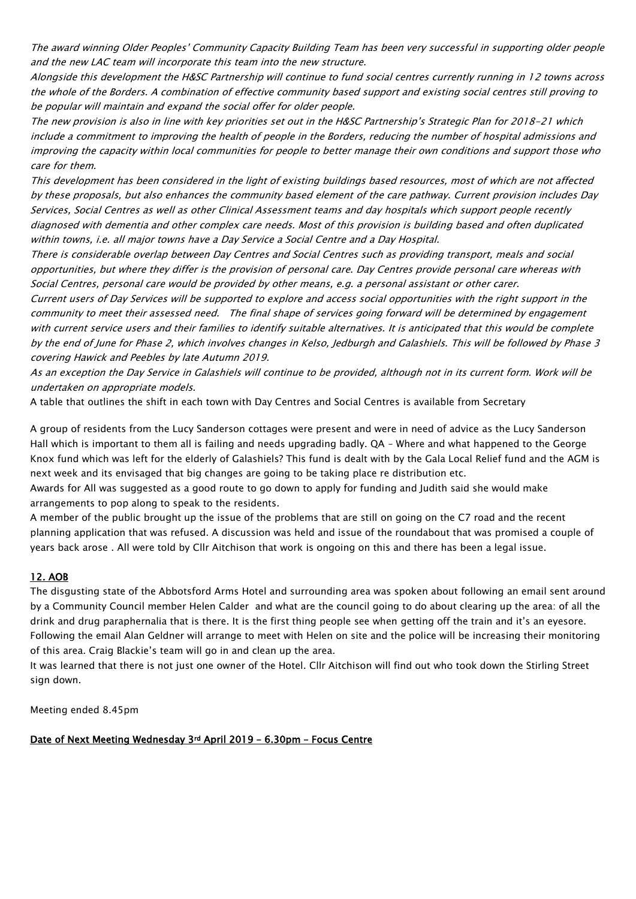*The award winning Older Peoples' Community Capacity Building Team has been very successful in supporting older people and the new LAC team will incorporate this team into the new structure.*

*Alongside this development the H&SC Partnership will continue to fund social centres currently running in 12 towns across the whole of the Borders. A combination of effective community based support and existing social centres still proving to be popular will maintain and expand the social offer for older people.*

*The new provision is also in line with key priorities set out in the H&SC Partnership's Strategic Plan for 2018-21 which include a commitment to improving the health of people in the Borders, reducing the number of hospital admissions and improving the capacity within local communities for people to better manage their own conditions and support those who care for them.*

*This development has been considered in the light of existing buildings based resources, most of which are not affected by these proposals, but also enhances the community based element of the care pathway. Current provision includes Day Services, Social Centres as well as other Clinical Assessment teams and day hospitals which support people recently diagnosed with dementia and other complex care needs. Most of this provision is building based and often duplicated within towns, i.e. all major towns have a Day Service a Social Centre and a Day Hospital.*

*There is considerable overlap between Day Centres and Social Centres such as providing transport, meals and social opportunities, but where they differ is the provision of personal care. Day Centres provide personal care whereas with Social Centres, personal care would be provided by other means, e.g. a personal assistant or other carer.*

*Current users of Day Services will be supported to explore and access social opportunities with the right support in the community to meet their assessed need. The final shape of services going forward will be determined by engagement with current service users and their families to identify suitable alternatives. It is anticipated that this would be complete by the end of June for Phase 2, which involves changes in Kelso, Jedburgh and Galashiels. This will be followed by Phase 3 covering Hawick and Peebles by late Autumn 2019.*

*As an exception the Day Service in Galashiels will continue to be provided, although not in its current form. Work will be undertaken on appropriate models.*

A table that outlines the shift in each town with Day Centres and Social Centres is available from Secretary

A group of residents from the Lucy Sanderson cottages were present and were in need of advice as the Lucy Sanderson Hall which is important to them all is failing and needs upgrading badly. QA – Where and what happened to the George Knox fund which was left for the elderly of Galashiels? This fund is dealt with by the Gala Local Relief fund and the AGM is next week and its envisaged that big changes are going to be taking place re distribution etc.

Awards for All was suggested as a good route to go down to apply for funding and Judith said she would make arrangements to pop along to speak to the residents.

A member of the public brought up the issue of the problems that are still on going on the C7 road and the recent planning application that was refused. A discussion was held and issue of the roundabout that was promised a couple of years back arose . All were told by Cllr Aitchison that work is ongoing on this and there has been a legal issue.

## 12. AOB

The disgusting state of the Abbotsford Arms Hotel and surrounding area was spoken about following an email sent around by a Community Council member Helen Calder and what are the council going to do about clearing up the area: of all the drink and drug paraphernalia that is there. It is the first thing people see when getting off the train and it's an eyesore. Following the email Alan Geldner will arrange to meet with Helen on site and the police will be increasing their monitoring of this area. Craig Blackie's team will go in and clean up the area.

It was learned that there is not just one owner of the Hotel. Cllr Aitchison will find out who took down the Stirling Street sign down.

Meeting ended 8.45pm

**Date of Next Meeting Wednesday 3rd April 2019 – 6.30pm – Focus Centre**